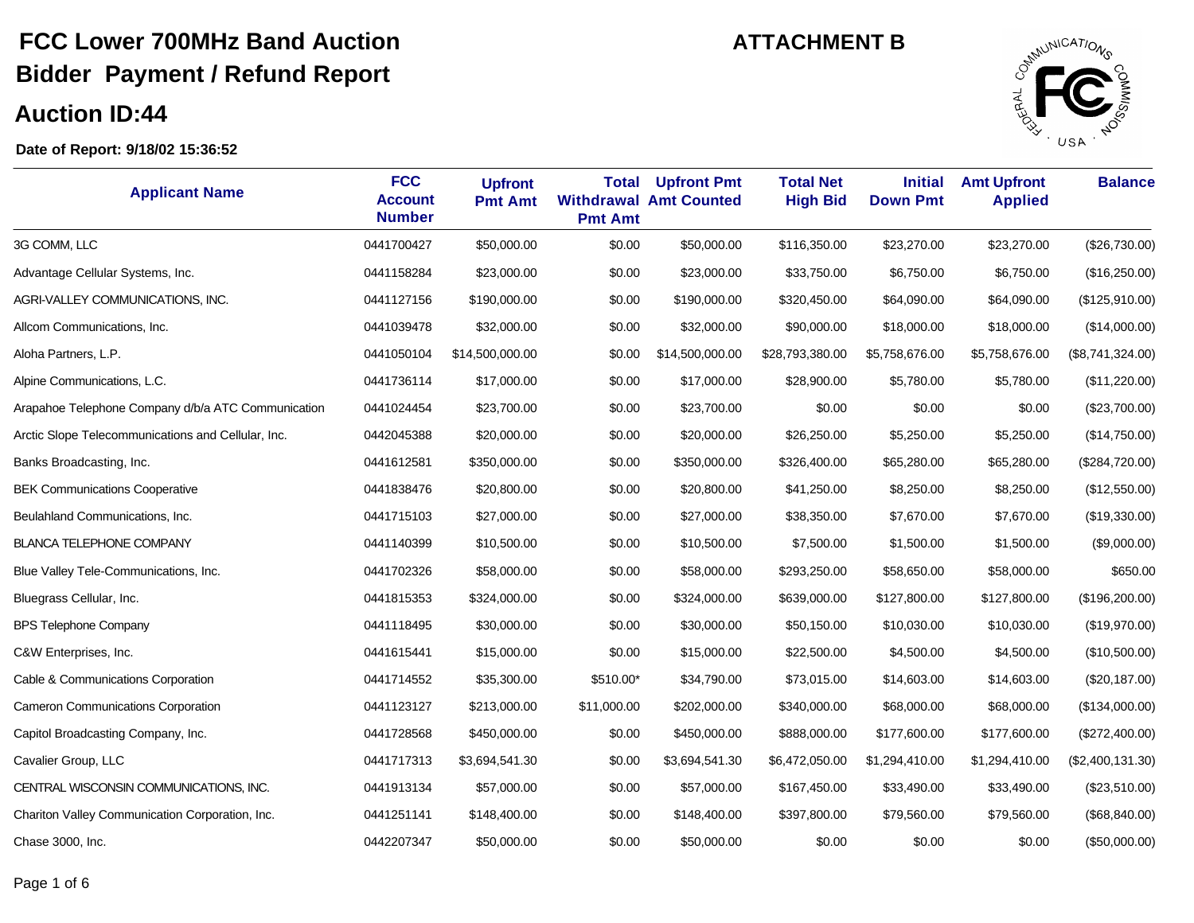# FCC Lower 700MHz Band Auction

# Bidder Payment / Refund Report

## ATTACHMENT B

## Auction ID:44

**Date of Report: 9/18/02 15:36:52**

| Applicant Name | FCC Account Number | Upfront Pmt Amt | Total Withdrawal Pmt Amt | Upfront Pmt Amt Counted | Total Net High Bid | Initial Down Pmt | Amt Upfront Applied | Balance |
|---|---|---|---|---|---|---|---|---|
| 3G COMM, LLC | 0441700427 | $50,000.00 | $0.00 | $50,000.00 | $116,350.00 | $23,270.00 | $23,270.00 | ($26,730.00) |
| Advantage Cellular Systems, Inc. | 0441158284 | $23,000.00 | $0.00 | $23,000.00 | $33,750.00 | $6,750.00 | $6,750.00 | ($16,250.00) |
| AGRI-VALLEY COMMUNICATIONS, INC. | 0441127156 | $190,000.00 | $0.00 | $190,000.00 | $320,450.00 | $64,090.00 | $64,090.00 | ($125,910.00) |
| Allcom Communications, Inc. | 0441039478 | $32,000.00 | $0.00 | $32,000.00 | $90,000.00 | $18,000.00 | $18,000.00 | ($14,000.00) |
| Aloha Partners, L.P. | 0441050104 | $14,500,000.00 | $0.00 | $14,500,000.00 | $28,793,380.00 | $5,758,676.00 | $5,758,676.00 | ($8,741,324.00) |
| Alpine Communications, L.C. | 0441736114 | $17,000.00 | $0.00 | $17,000.00 | $28,900.00 | $5,780.00 | $5,780.00 | ($11,220.00) |
| Arapahoe Telephone Company d/b/a ATC Communication | 0441024454 | $23,700.00 | $0.00 | $23,700.00 | $0.00 | $0.00 | $0.00 | ($23,700.00) |
| Arctic Slope Telecommunications and Cellular, Inc. | 0442045388 | $20,000.00 | $0.00 | $20,000.00 | $26,250.00 | $5,250.00 | $5,250.00 | ($14,750.00) |
| Banks Broadcasting, Inc. | 0441612581 | $350,000.00 | $0.00 | $350,000.00 | $326,400.00 | $65,280.00 | $65,280.00 | ($284,720.00) |
| BEK Communications Cooperative | 0441838476 | $20,800.00 | $0.00 | $20,800.00 | $41,250.00 | $8,250.00 | $8,250.00 | ($12,550.00) |
| Beulahland Communications, Inc. | 0441715103 | $27,000.00 | $0.00 | $27,000.00 | $38,350.00 | $7,670.00 | $7,670.00 | ($19,330.00) |
| BLANCA TELEPHONE COMPANY | 0441140399 | $10,500.00 | $0.00 | $10,500.00 | $7,500.00 | $1,500.00 | $1,500.00 | ($9,000.00) |
| Blue Valley Tele-Communications, Inc. | 0441702326 | $58,000.00 | $0.00 | $58,000.00 | $293,250.00 | $58,650.00 | $58,000.00 | $650.00 |
| Bluegrass Cellular, Inc. | 0441815353 | $324,000.00 | $0.00 | $324,000.00 | $639,000.00 | $127,800.00 | $127,800.00 | ($196,200.00) |
| BPS Telephone Company | 0441118495 | $30,000.00 | $0.00 | $30,000.00 | $50,150.00 | $10,030.00 | $10,030.00 | ($19,970.00) |
| C&W Enterprises, Inc. | 0441615441 | $15,000.00 | $0.00 | $15,000.00 | $22,500.00 | $4,500.00 | $4,500.00 | ($10,500.00) |
| Cable & Communications Corporation | 0441714552 | $35,300.00 | $510.00* | $34,790.00 | $73,015.00 | $14,603.00 | $14,603.00 | ($20,187.00) |
| Cameron Communications Corporation | 0441123127 | $213,000.00 | $11,000.00 | $202,000.00 | $340,000.00 | $68,000.00 | $68,000.00 | ($134,000.00) |
| Capitol Broadcasting Company, Inc. | 0441728568 | $450,000.00 | $0.00 | $450,000.00 | $888,000.00 | $177,600.00 | $177,600.00 | ($272,400.00) |
| Cavalier Group, LLC | 0441717313 | $3,694,541.30 | $0.00 | $3,694,541.30 | $6,472,050.00 | $1,294,410.00 | $1,294,410.00 | ($2,400,131.30) |
| CENTRAL WISCONSIN COMMUNICATIONS, INC. | 0441913134 | $57,000.00 | $0.00 | $57,000.00 | $167,450.00 | $33,490.00 | $33,490.00 | ($23,510.00) |
| Chariton Valley Communication Corporation, Inc. | 0441251141 | $148,400.00 | $0.00 | $148,400.00 | $397,800.00 | $79,560.00 | $79,560.00 | ($68,840.00) |
| Chase 3000, Inc. | 0442207347 | $50,000.00 | $0.00 | $50,000.00 | $0.00 | $0.00 | $0.00 | ($50,000.00) |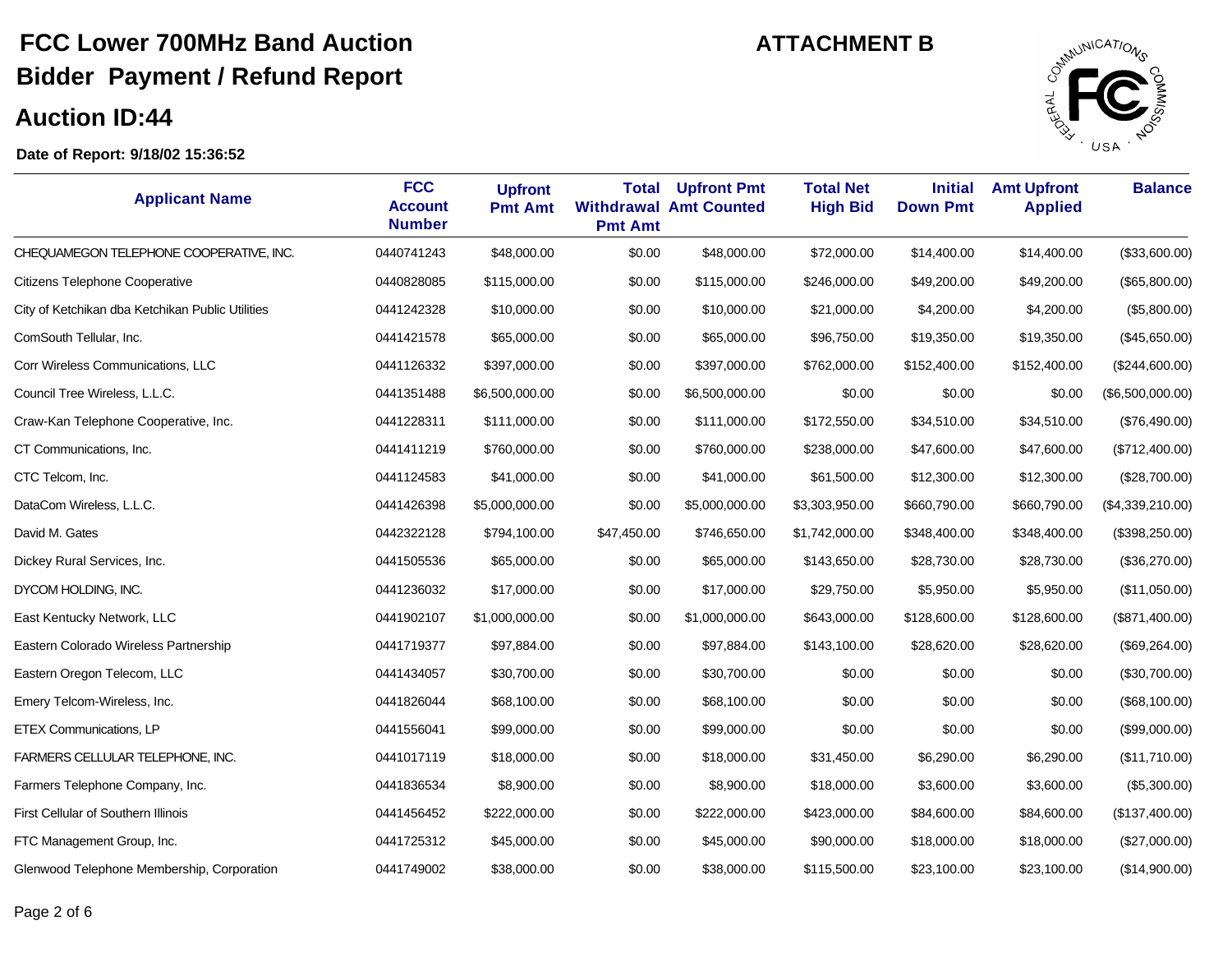# FCC Lower 700MHz Band Auction

# Bidder Payment / Refund Report

**ATTACHMENT B**

## Auction ID:44

**Date of Report: 9/18/02 15:36:52**

| Applicant Name | FCC Account Number | Upfront Pmt Amt | Total Withdrawal Pmt Amt | Upfront Pmt Amt Counted | Total Net High Bid | Initial Down Pmt | Amt Upfront Applied | Balance |
|---|---|---|---|---|---|---|---|---|
| CHEQUAMEGON TELEPHONE COOPERATIVE, INC. | 0440741243 | $48,000.00 | $0.00 | $48,000.00 | $72,000.00 | $14,400.00 | $14,400.00 | ($33,600.00) |
| Citizens Telephone Cooperative | 0440828085 | $115,000.00 | $0.00 | $115,000.00 | $246,000.00 | $49,200.00 | $49,200.00 | ($65,800.00) |
| City of Ketchikan dba Ketchikan Public Utilities | 0441242328 | $10,000.00 | $0.00 | $10,000.00 | $21,000.00 | $4,200.00 | $4,200.00 | ($5,800.00) |
| ComSouth Tellular, Inc. | 0441421578 | $65,000.00 | $0.00 | $65,000.00 | $96,750.00 | $19,350.00 | $19,350.00 | ($45,650.00) |
| Corr Wireless Communications, LLC | 0441126332 | $397,000.00 | $0.00 | $397,000.00 | $762,000.00 | $152,400.00 | $152,400.00 | ($244,600.00) |
| Council Tree Wireless, L.L.C. | 0441351488 | $6,500,000.00 | $0.00 | $6,500,000.00 | $0.00 | $0.00 | $0.00 | ($6,500,000.00) |
| Craw-Kan Telephone Cooperative, Inc. | 0441228311 | $111,000.00 | $0.00 | $111,000.00 | $172,550.00 | $34,510.00 | $34,510.00 | ($76,490.00) |
| CT Communications, Inc. | 0441411219 | $760,000.00 | $0.00 | $760,000.00 | $238,000.00 | $47,600.00 | $47,600.00 | ($712,400.00) |
| CTC Telcom, Inc. | 0441124583 | $41,000.00 | $0.00 | $41,000.00 | $61,500.00 | $12,300.00 | $12,300.00 | ($28,700.00) |
| DataCom Wireless, L.L.C. | 0441426398 | $5,000,000.00 | $0.00 | $5,000,000.00 | $3,303,950.00 | $660,790.00 | $660,790.00 | ($4,339,210.00) |
| David M. Gates | 0442322128 | $794,100.00 | $47,450.00 | $746,650.00 | $1,742,000.00 | $348,400.00 | $348,400.00 | ($398,250.00) |
| Dickey Rural Services, Inc. | 0441505536 | $65,000.00 | $0.00 | $65,000.00 | $143,650.00 | $28,730.00 | $28,730.00 | ($36,270.00) |
| DYCOM HOLDING, INC. | 0441236032 | $17,000.00 | $0.00 | $17,000.00 | $29,750.00 | $5,950.00 | $5,950.00 | ($11,050.00) |
| East Kentucky Network, LLC | 0441902107 | $1,000,000.00 | $0.00 | $1,000,000.00 | $643,000.00 | $128,600.00 | $128,600.00 | ($871,400.00) |
| Eastern Colorado Wireless Partnership | 0441719377 | $97,884.00 | $0.00 | $97,884.00 | $143,100.00 | $28,620.00 | $28,620.00 | ($69,264.00) |
| Eastern Oregon Telecom, LLC | 0441434057 | $30,700.00 | $0.00 | $30,700.00 | $0.00 | $0.00 | $0.00 | ($30,700.00) |
| Emery Telcom-Wireless, Inc. | 0441826044 | $68,100.00 | $0.00 | $68,100.00 | $0.00 | $0.00 | $0.00 | ($68,100.00) |
| ETEX Communications, LP | 0441556041 | $99,000.00 | $0.00 | $99,000.00 | $0.00 | $0.00 | $0.00 | ($99,000.00) |
| FARMERS CELLULAR TELEPHONE, INC. | 0441017119 | $18,000.00 | $0.00 | $18,000.00 | $31,450.00 | $6,290.00 | $6,290.00 | ($11,710.00) |
| Farmers Telephone Company, Inc. | 0441836534 | $8,900.00 | $0.00 | $8,900.00 | $18,000.00 | $3,600.00 | $3,600.00 | ($5,300.00) |
| First Cellular of Southern Illinois | 0441456452 | $222,000.00 | $0.00 | $222,000.00 | $423,000.00 | $84,600.00 | $84,600.00 | ($137,400.00) |
| FTC Management Group, Inc. | 0441725312 | $45,000.00 | $0.00 | $45,000.00 | $90,000.00 | $18,000.00 | $18,000.00 | ($27,000.00) |
| Glenwood Telephone Membership, Corporation | 0441749002 | $38,000.00 | $0.00 | $38,000.00 | $115,500.00 | $23,100.00 | $23,100.00 | ($14,900.00) |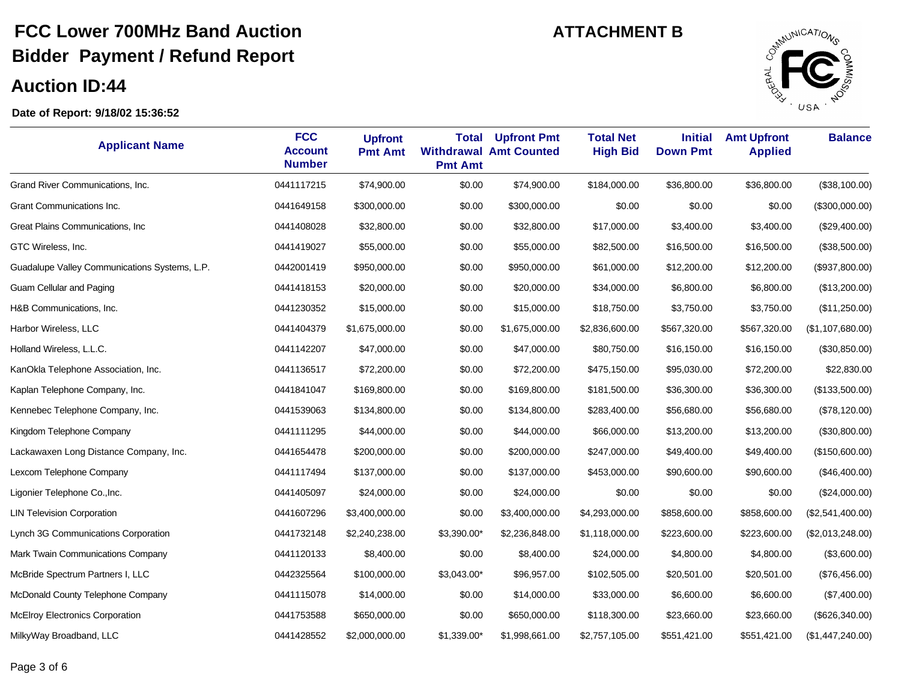# FCC Lower 700MHz Band Auction

## Bidder Payment / Refund Report

## Auction ID:44

**ATTACHMENT B**

**Date of Report: 9/18/02 15:36:52**

| Applicant Name | FCC Account Number | Upfront Pmt Amt | Total Withdrawal Pmt Amt | Upfront Pmt Amt Counted | Total Net High Bid | Initial Down Pmt | Amt Upfront Applied | Balance |
|---|---|---|---|---|---|---|---|---|
| Grand River Communications, Inc. | 0441117215 | $74,900.00 | $0.00 | $74,900.00 | $184,000.00 | $36,800.00 | $36,800.00 | ($38,100.00) |
| Grant Communications Inc. | 0441649158 | $300,000.00 | $0.00 | $300,000.00 | $0.00 | $0.00 | $0.00 | ($300,000.00) |
| Great Plains Communications, Inc | 0441408028 | $32,800.00 | $0.00 | $32,800.00 | $17,000.00 | $3,400.00 | $3,400.00 | ($29,400.00) |
| GTC Wireless, Inc. | 0441419027 | $55,000.00 | $0.00 | $55,000.00 | $82,500.00 | $16,500.00 | $16,500.00 | ($38,500.00) |
| Guadalupe Valley Communications Systems, L.P. | 0442001419 | $950,000.00 | $0.00 | $950,000.00 | $61,000.00 | $12,200.00 | $12,200.00 | ($937,800.00) |
| Guam Cellular and Paging | 0441418153 | $20,000.00 | $0.00 | $20,000.00 | $34,000.00 | $6,800.00 | $6,800.00 | ($13,200.00) |
| H&B Communications, Inc. | 0441230352 | $15,000.00 | $0.00 | $15,000.00 | $18,750.00 | $3,750.00 | $3,750.00 | ($11,250.00) |
| Harbor Wireless, LLC | 0441404379 | $1,675,000.00 | $0.00 | $1,675,000.00 | $2,836,600.00 | $567,320.00 | $567,320.00 | ($1,107,680.00) |
| Holland Wireless, L.L.C. | 0441142207 | $47,000.00 | $0.00 | $47,000.00 | $80,750.00 | $16,150.00 | $16,150.00 | ($30,850.00) |
| KanOkla Telephone Association, Inc. | 0441136517 | $72,200.00 | $0.00 | $72,200.00 | $475,150.00 | $95,030.00 | $72,200.00 | $22,830.00 |
| Kaplan Telephone Company, Inc. | 0441841047 | $169,800.00 | $0.00 | $169,800.00 | $181,500.00 | $36,300.00 | $36,300.00 | ($133,500.00) |
| Kennebec Telephone Company, Inc. | 0441539063 | $134,800.00 | $0.00 | $134,800.00 | $283,400.00 | $56,680.00 | $56,680.00 | ($78,120.00) |
| Kingdom Telephone Company | 0441111295 | $44,000.00 | $0.00 | $44,000.00 | $66,000.00 | $13,200.00 | $13,200.00 | ($30,800.00) |
| Lackawaxen Long Distance Company, Inc. | 0441654478 | $200,000.00 | $0.00 | $200,000.00 | $247,000.00 | $49,400.00 | $49,400.00 | ($150,600.00) |
| Lexcom Telephone Company | 0441117494 | $137,000.00 | $0.00 | $137,000.00 | $453,000.00 | $90,600.00 | $90,600.00 | ($46,400.00) |
| Ligonier Telephone Co.,Inc. | 0441405097 | $24,000.00 | $0.00 | $24,000.00 | $0.00 | $0.00 | $0.00 | ($24,000.00) |
| LIN Television Corporation | 0441607296 | $3,400,000.00 | $0.00 | $3,400,000.00 | $4,293,000.00 | $858,600.00 | $858,600.00 | ($2,541,400.00) |
| Lynch 3G Communications Corporation | 0441732148 | $2,240,238.00 | $3,390.00* | $2,236,848.00 | $1,118,000.00 | $223,600.00 | $223,600.00 | ($2,013,248.00) |
| Mark Twain Communications Company | 0441120133 | $8,400.00 | $0.00 | $8,400.00 | $24,000.00 | $4,800.00 | $4,800.00 | ($3,600.00) |
| McBride Spectrum Partners I, LLC | 0442325564 | $100,000.00 | $3,043.00* | $96,957.00 | $102,505.00 | $20,501.00 | $20,501.00 | ($76,456.00) |
| McDonald County Telephone Company | 0441115078 | $14,000.00 | $0.00 | $14,000.00 | $33,000.00 | $6,600.00 | $6,600.00 | ($7,400.00) |
| McElroy Electronics Corporation | 0441753588 | $650,000.00 | $0.00 | $650,000.00 | $118,300.00 | $23,660.00 | $23,660.00 | ($626,340.00) |
| MilkyWay Broadband, LLC | 0441428552 | $2,000,000.00 | $1,339.00* | $1,998,661.00 | $2,757,105.00 | $551,421.00 | $551,421.00 | ($1,447,240.00) |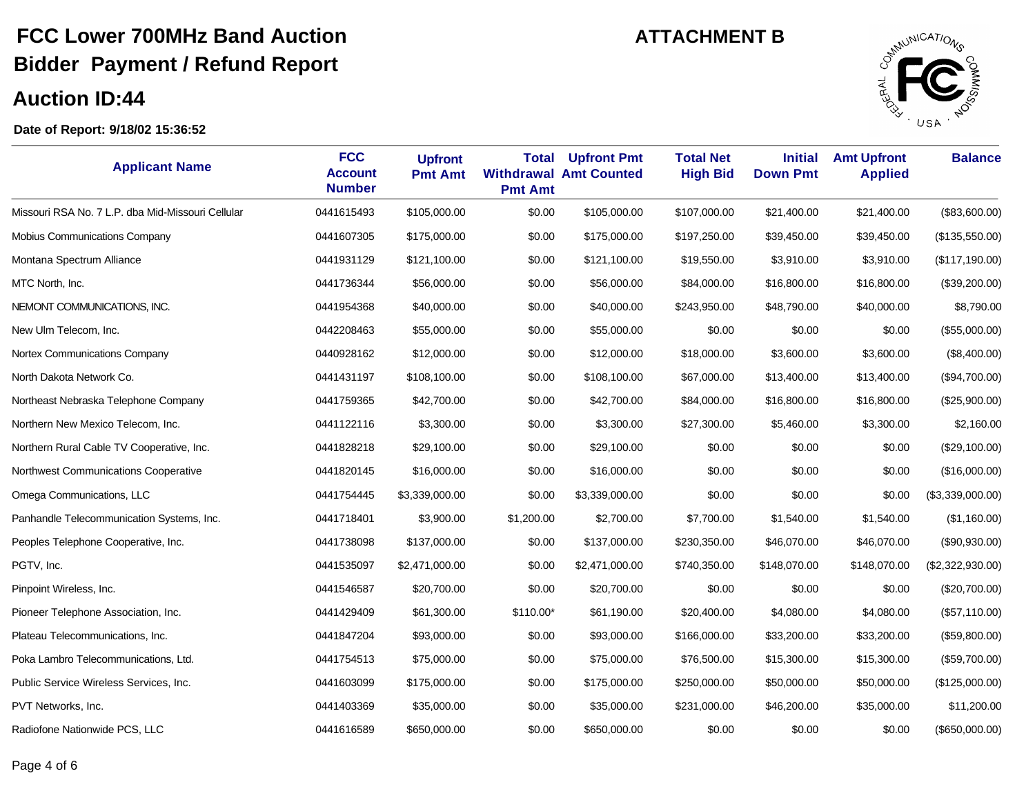# FCC Lower 700MHz Band Auction

## Bidder Payment / Refund Report

## Auction ID:44

**ATTACHMENT B**

**Date of Report: 9/18/02 15:36:52**

| Applicant Name | FCC Account Number | Upfront Pmt Amt | Total Withdrawal Pmt Amt | Upfront Pmt Amt Counted | Total Net High Bid | Initial Down Pmt | Amt Upfront Applied | Balance |
|---|---|---|---|---|---|---|---|---|
| Missouri RSA No. 7 L.P. dba Mid-Missouri Cellular | 0441615493 | $105,000.00 | $0.00 | $105,000.00 | $107,000.00 | $21,400.00 | $21,400.00 | ($83,600.00) |
| Mobius Communications Company | 0441607305 | $175,000.00 | $0.00 | $175,000.00 | $197,250.00 | $39,450.00 | $39,450.00 | ($135,550.00) |
| Montana Spectrum Alliance | 0441931129 | $121,100.00 | $0.00 | $121,100.00 | $19,550.00 | $3,910.00 | $3,910.00 | ($117,190.00) |
| MTC North, Inc. | 0441736344 | $56,000.00 | $0.00 | $56,000.00 | $84,000.00 | $16,800.00 | $16,800.00 | ($39,200.00) |
| NEMONT COMMUNICATIONS, INC. | 0441954368 | $40,000.00 | $0.00 | $40,000.00 | $243,950.00 | $48,790.00 | $40,000.00 | $8,790.00 |
| New Ulm Telecom, Inc. | 0442208463 | $55,000.00 | $0.00 | $55,000.00 | $0.00 | $0.00 | $0.00 | ($55,000.00) |
| Nortex Communications Company | 0440928162 | $12,000.00 | $0.00 | $12,000.00 | $18,000.00 | $3,600.00 | $3,600.00 | ($8,400.00) |
| North Dakota Network Co. | 0441431197 | $108,100.00 | $0.00 | $108,100.00 | $67,000.00 | $13,400.00 | $13,400.00 | ($94,700.00) |
| Northeast Nebraska Telephone Company | 0441759365 | $42,700.00 | $0.00 | $42,700.00 | $84,000.00 | $16,800.00 | $16,800.00 | ($25,900.00) |
| Northern New Mexico Telecom, Inc. | 0441122116 | $3,300.00 | $0.00 | $3,300.00 | $27,300.00 | $5,460.00 | $3,300.00 | $2,160.00 |
| Northern Rural Cable TV Cooperative, Inc. | 0441828218 | $29,100.00 | $0.00 | $29,100.00 | $0.00 | $0.00 | $0.00 | ($29,100.00) |
| Northwest Communications Cooperative | 0441820145 | $16,000.00 | $0.00 | $16,000.00 | $0.00 | $0.00 | $0.00 | ($16,000.00) |
| Omega Communications, LLC | 0441754445 | $3,339,000.00 | $0.00 | $3,339,000.00 | $0.00 | $0.00 | $0.00 | ($3,339,000.00) |
| Panhandle Telecommunication Systems, Inc. | 0441718401 | $3,900.00 | $1,200.00 | $2,700.00 | $7,700.00 | $1,540.00 | $1,540.00 | ($1,160.00) |
| Peoples Telephone Cooperative, Inc. | 0441738098 | $137,000.00 | $0.00 | $137,000.00 | $230,350.00 | $46,070.00 | $46,070.00 | ($90,930.00) |
| PGTV, Inc. | 0441535097 | $2,471,000.00 | $0.00 | $2,471,000.00 | $740,350.00 | $148,070.00 | $148,070.00 | ($2,322,930.00) |
| Pinpoint Wireless, Inc. | 0441546587 | $20,700.00 | $0.00 | $20,700.00 | $0.00 | $0.00 | $0.00 | ($20,700.00) |
| Pioneer Telephone Association, Inc. | 0441429409 | $61,300.00 | $110.00* | $61,190.00 | $20,400.00 | $4,080.00 | $4,080.00 | ($57,110.00) |
| Plateau Telecommunications, Inc. | 0441847204 | $93,000.00 | $0.00 | $93,000.00 | $166,000.00 | $33,200.00 | $33,200.00 | ($59,800.00) |
| Poka Lambro Telecommunications, Ltd. | 0441754513 | $75,000.00 | $0.00 | $75,000.00 | $76,500.00 | $15,300.00 | $15,300.00 | ($59,700.00) |
| Public Service Wireless Services, Inc. | 0441603099 | $175,000.00 | $0.00 | $175,000.00 | $250,000.00 | $50,000.00 | $50,000.00 | ($125,000.00) |
| PVT Networks, Inc. | 0441403369 | $35,000.00 | $0.00 | $35,000.00 | $231,000.00 | $46,200.00 | $35,000.00 | $11,200.00 |
| Radiofone Nationwide PCS, LLC | 0441616589 | $650,000.00 | $0.00 | $650,000.00 | $0.00 | $0.00 | $0.00 | ($650,000.00) |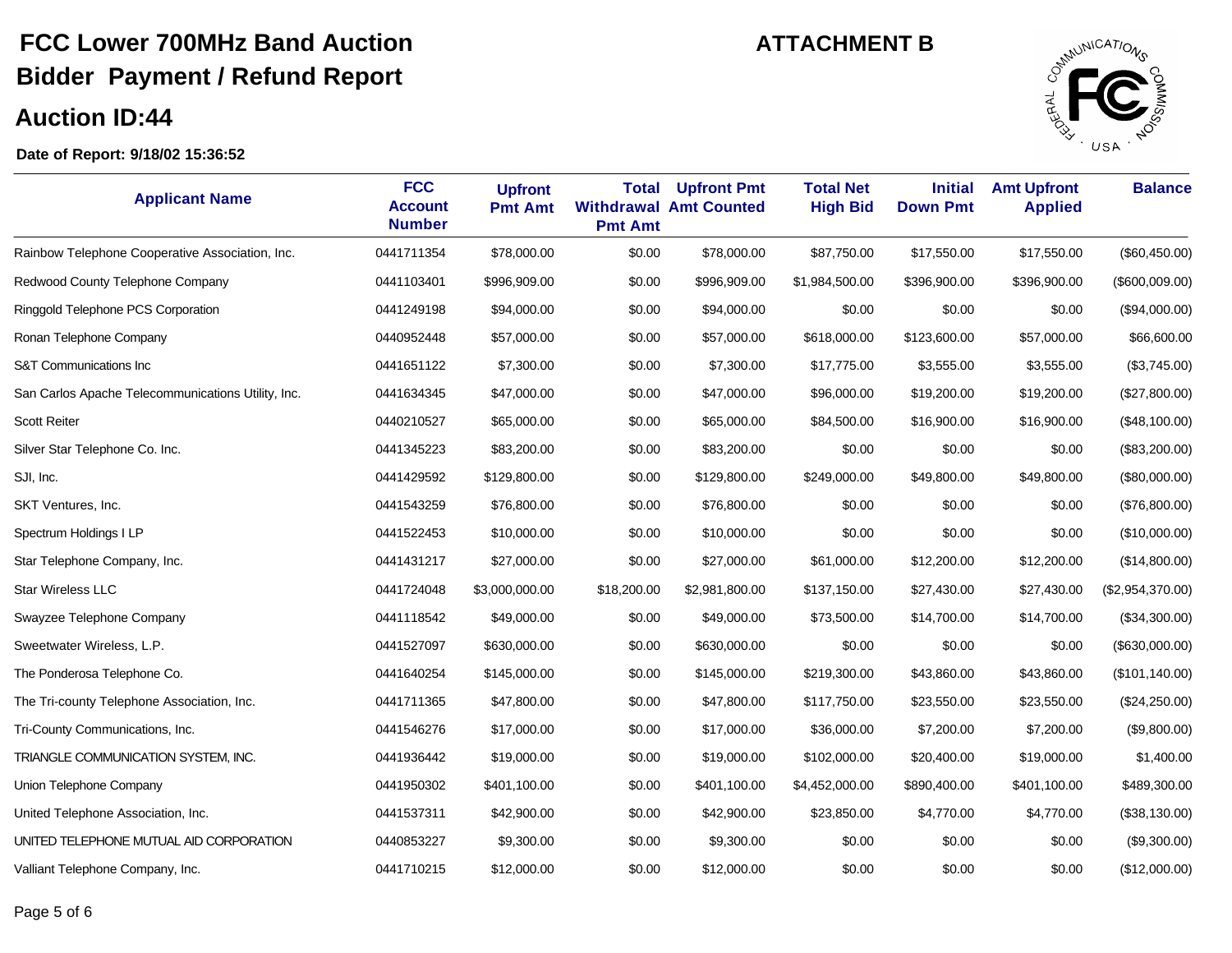# FCC Lower 700MHz Band Auction

# Bidder Payment / Refund Report

## Auction ID:44

**ATTACHMENT B**

**Date of Report: 9/18/02 15:36:52**

| Applicant Name | FCC Account Number | Upfront Pmt Amt | Total Withdrawal Pmt Amt | Upfront Pmt Amt Counted | Total Net High Bid | Initial Down Pmt | Amt Upfront Applied | Balance |
|---|---|---|---|---|---|---|---|---|
| Rainbow Telephone Cooperative Association, Inc. | 0441711354 | $78,000.00 | $0.00 | $78,000.00 | $87,750.00 | $17,550.00 | $17,550.00 | ($60,450.00) |
| Redwood County Telephone Company | 0441103401 | $996,909.00 | $0.00 | $996,909.00 | $1,984,500.00 | $396,900.00 | $396,900.00 | ($600,009.00) |
| Ringgold Telephone PCS Corporation | 0441249198 | $94,000.00 | $0.00 | $94,000.00 | $0.00 | $0.00 | $0.00 | ($94,000.00) |
| Ronan Telephone Company | 0440952448 | $57,000.00 | $0.00 | $57,000.00 | $618,000.00 | $123,600.00 | $57,000.00 | $66,600.00 |
| S&T Communications Inc | 0441651122 | $7,300.00 | $0.00 | $7,300.00 | $17,775.00 | $3,555.00 | $3,555.00 | ($3,745.00) |
| San Carlos Apache Telecommunications Utility, Inc. | 0441634345 | $47,000.00 | $0.00 | $47,000.00 | $96,000.00 | $19,200.00 | $19,200.00 | ($27,800.00) |
| Scott Reiter | 0440210527 | $65,000.00 | $0.00 | $65,000.00 | $84,500.00 | $16,900.00 | $16,900.00 | ($48,100.00) |
| Silver Star Telephone Co. Inc. | 0441345223 | $83,200.00 | $0.00 | $83,200.00 | $0.00 | $0.00 | $0.00 | ($83,200.00) |
| SJI, Inc. | 0441429592 | $129,800.00 | $0.00 | $129,800.00 | $249,000.00 | $49,800.00 | $49,800.00 | ($80,000.00) |
| SKT Ventures, Inc. | 0441543259 | $76,800.00 | $0.00 | $76,800.00 | $0.00 | $0.00 | $0.00 | ($76,800.00) |
| Spectrum Holdings I LP | 0441522453 | $10,000.00 | $0.00 | $10,000.00 | $0.00 | $0.00 | $0.00 | ($10,000.00) |
| Star Telephone Company, Inc. | 0441431217 | $27,000.00 | $0.00 | $27,000.00 | $61,000.00 | $12,200.00 | $12,200.00 | ($14,800.00) |
| Star Wireless LLC | 0441724048 | $3,000,000.00 | $18,200.00 | $2,981,800.00 | $137,150.00 | $27,430.00 | $27,430.00 | ($2,954,370.00) |
| Swayzee Telephone Company | 0441118542 | $49,000.00 | $0.00 | $49,000.00 | $73,500.00 | $14,700.00 | $14,700.00 | ($34,300.00) |
| Sweetwater Wireless, L.P. | 0441527097 | $630,000.00 | $0.00 | $630,000.00 | $0.00 | $0.00 | $0.00 | ($630,000.00) |
| The Ponderosa Telephone Co. | 0441640254 | $145,000.00 | $0.00 | $145,000.00 | $219,300.00 | $43,860.00 | $43,860.00 | ($101,140.00) |
| The Tri-county Telephone Association, Inc. | 0441711365 | $47,800.00 | $0.00 | $47,800.00 | $117,750.00 | $23,550.00 | $23,550.00 | ($24,250.00) |
| Tri-County Communications, Inc. | 0441546276 | $17,000.00 | $0.00 | $17,000.00 | $36,000.00 | $7,200.00 | $7,200.00 | ($9,800.00) |
| TRIANGLE COMMUNICATION SYSTEM, INC. | 0441936442 | $19,000.00 | $0.00 | $19,000.00 | $102,000.00 | $20,400.00 | $19,000.00 | $1,400.00 |
| Union Telephone Company | 0441950302 | $401,100.00 | $0.00 | $401,100.00 | $4,452,000.00 | $890,400.00 | $401,100.00 | $489,300.00 |
| United Telephone Association, Inc. | 0441537311 | $42,900.00 | $0.00 | $42,900.00 | $23,850.00 | $4,770.00 | $4,770.00 | ($38,130.00) |
| UNITED TELEPHONE MUTUAL AID CORPORATION | 0440853227 | $9,300.00 | $0.00 | $9,300.00 | $0.00 | $0.00 | $0.00 | ($9,300.00) |
| Valliant Telephone Company, Inc. | 0441710215 | $12,000.00 | $0.00 | $12,000.00 | $0.00 | $0.00 | $0.00 | ($12,000.00) |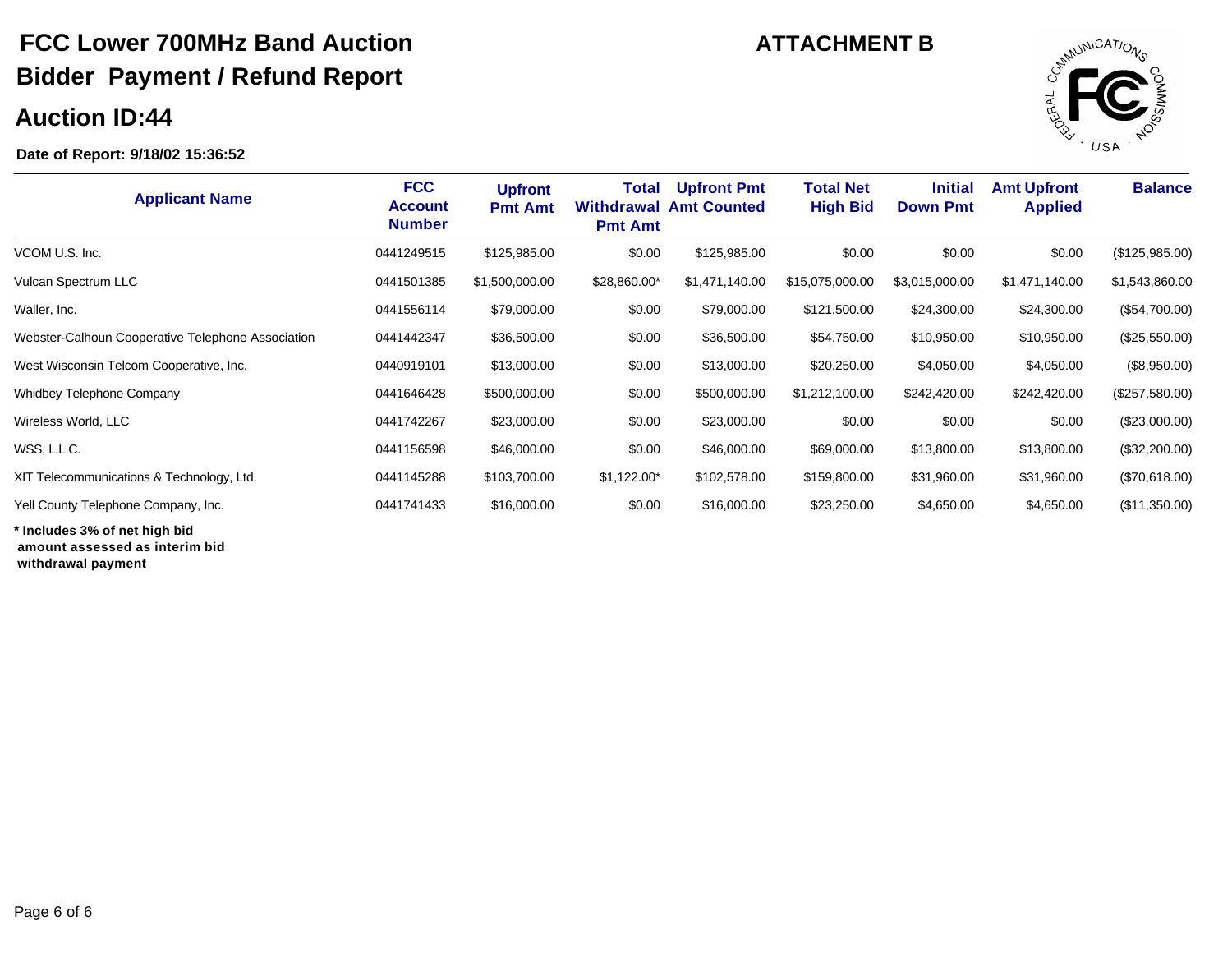# FCC Lower 700MHz Band Auction

## Bidder Payment / Refund Report

## Auction ID:44

**ATTACHMENT B**

**Date of Report: 9/18/02 15:36:52**

| Applicant Name | FCC Account Number | Upfront Pmt Amt | Total Withdrawal Pmt Amt | Upfront Pmt Amt Counted | Total Net High Bid | Initial Down Pmt | Amt Upfront Applied | Balance |
|---|---|---|---|---|---|---|---|---|
| VCOM U.S. Inc. | 0441249515 | $125,985.00 | $0.00 | $125,985.00 | $0.00 | $0.00 | $0.00 | ($125,985.00) |
| Vulcan Spectrum LLC | 0441501385 | $1,500,000.00 | $28,860.00* | $1,471,140.00 | $15,075,000.00 | $3,015,000.00 | $1,471,140.00 | $1,543,860.00 |
| Waller, Inc. | 0441556114 | $79,000.00 | $0.00 | $79,000.00 | $121,500.00 | $24,300.00 | $24,300.00 | ($54,700.00) |
| Webster-Calhoun Cooperative Telephone Association | 0441442347 | $36,500.00 | $0.00 | $36,500.00 | $54,750.00 | $10,950.00 | $10,950.00 | ($25,550.00) |
| West Wisconsin Telcom Cooperative, Inc. | 0440919101 | $13,000.00 | $0.00 | $13,000.00 | $20,250.00 | $4,050.00 | $4,050.00 | ($8,950.00) |
| Whidbey Telephone Company | 0441646428 | $500,000.00 | $0.00 | $500,000.00 | $1,212,100.00 | $242,420.00 | $242,420.00 | ($257,580.00) |
| Wireless World, LLC | 0441742267 | $23,000.00 | $0.00 | $23,000.00 | $0.00 | $0.00 | $0.00 | ($23,000.00) |
| WSS, L.L.C. | 0441156598 | $46,000.00 | $0.00 | $46,000.00 | $69,000.00 | $13,800.00 | $13,800.00 | ($32,200.00) |
| XIT Telecommunications & Technology, Ltd. | 0441145288 | $103,700.00 | $1,122.00* | $102,578.00 | $159,800.00 | $31,960.00 | $31,960.00 | ($70,618.00) |
| Yell County Telephone Company, Inc. | 0441741433 | $16,000.00 | $0.00 | $16,000.00 | $23,250.00 | $4,650.00 | $4,650.00 | ($11,350.00) |

**\* Includes 3% of net high bid amount assessed as interim bid withdrawal payment**